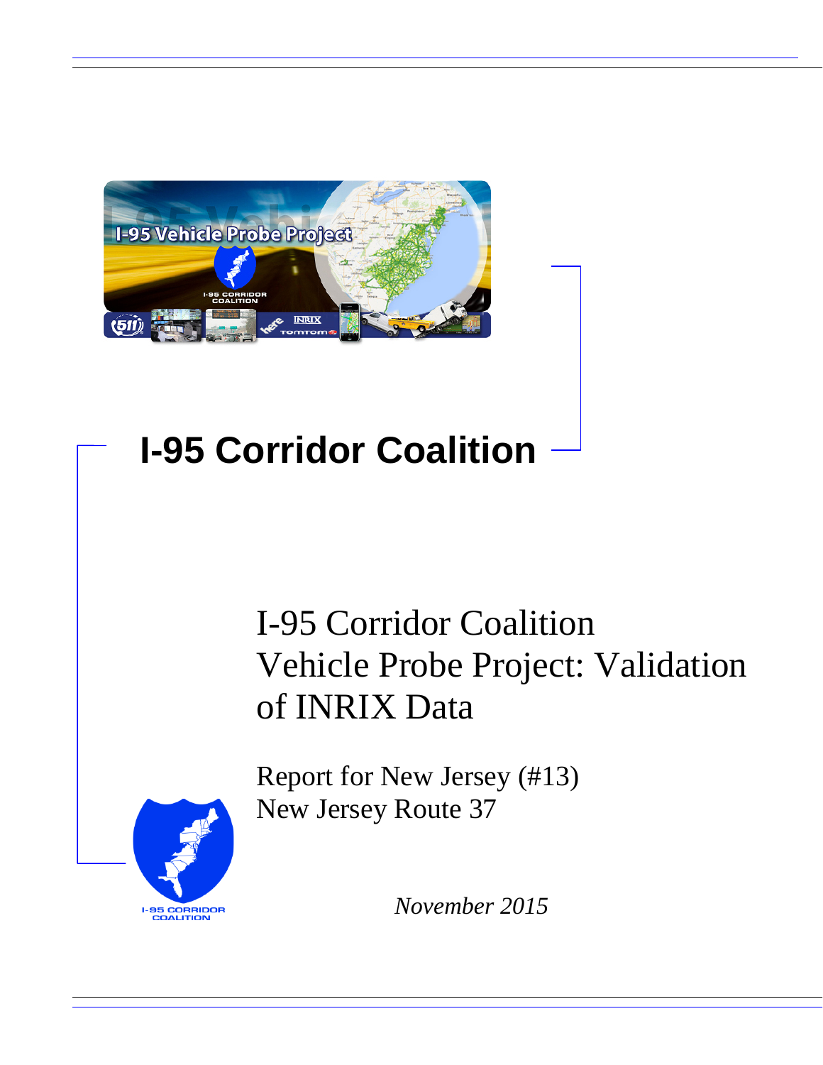# I-95 Corridor Coalition

## I-95 Corridor Coalition Vehicle Probe Project: Validation of INRIX Data

Report for New Jersey (#13)
New Jersey Route 37

*November 2015*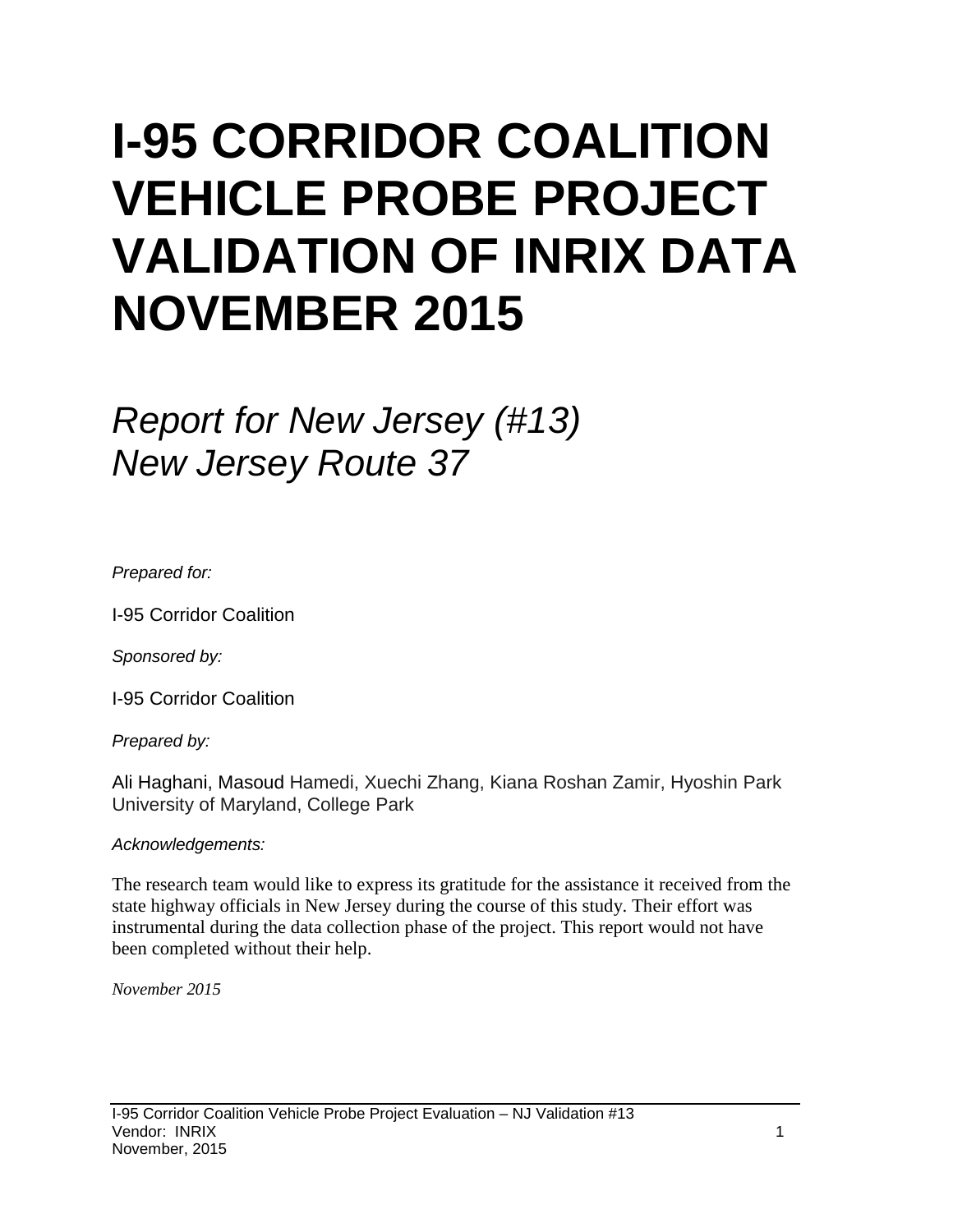# I-95 CORRIDOR COALITION VEHICLE PROBE PROJECT VALIDATION OF INRIX DATA NOVEMBER 2015

## *Report for New Jersey (#13)*
## *New Jersey Route 37*

*Prepared for:*

I-95 Corridor Coalition

*Sponsored by:*

I-95 Corridor Coalition

*Prepared by:*

Ali Haghani, Masoud Hamedi, Xuechi Zhang, Kiana Roshan Zamir, Hyoshin Park
University of Maryland, College Park

*Acknowledgements:*

The research team would like to express its gratitude for the assistance it received from the state highway officials in New Jersey during the course of this study. Their effort was instrumental during the data collection phase of the project. This report would not have been completed without their help.

*November 2015*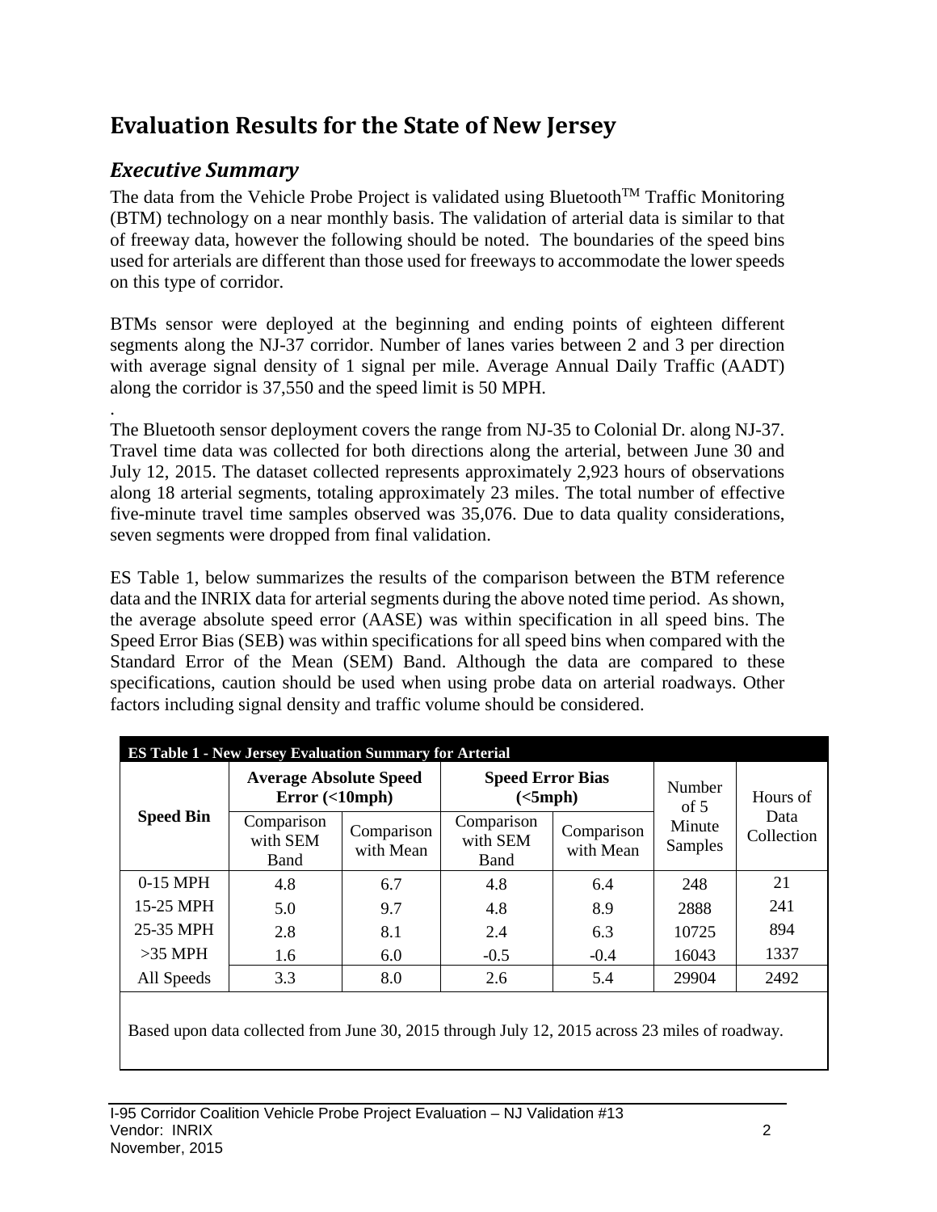# Evaluation Results for the State of New Jersey

## *Executive Summary*

The data from the Vehicle Probe Project is validated using Bluetooth™ Traffic Monitoring (BTM) technology on a near monthly basis. The validation of arterial data is similar to that of freeway data, however the following should be noted. The boundaries of the speed bins used for arterials are different than those used for freeways to accommodate the lower speeds on this type of corridor.

BTMs sensor were deployed at the beginning and ending points of eighteen different segments along the NJ-37 corridor. Number of lanes varies between 2 and 3 per direction with average signal density of 1 signal per mile. Average Annual Daily Traffic (AADT) along the corridor is 37,550 and the speed limit is 50 MPH.

.

The Bluetooth sensor deployment covers the range from NJ-35 to Colonial Dr. along NJ-37. Travel time data was collected for both directions along the arterial, between June 30 and July 12, 2015. The dataset collected represents approximately 2,923 hours of observations along 18 arterial segments, totaling approximately 23 miles. The total number of effective five-minute travel time samples observed was 35,076. Due to data quality considerations, seven segments were dropped from final validation.

ES Table 1, below summarizes the results of the comparison between the BTM reference data and the INRIX data for arterial segments during the above noted time period. As shown, the average absolute speed error (AASE) was within specification in all speed bins. The Speed Error Bias (SEB) was within specifications for all speed bins when compared with the Standard Error of the Mean (SEM) Band. Although the data are compared to these specifications, caution should be used when using probe data on arterial roadways. Other factors including signal density and traffic volume should be considered.

**ES Table 1 - New Jersey Evaluation Summary for Arterial**

| Speed Bin | Average Absolute Speed Error (<10mph) | | Speed Error Bias (<5mph) | | Number of 5 Minute Samples | Hours of Data Collection |
|---|---|---|---|---|---|---|
| | Comparison with SEM Band | Comparison with Mean | Comparison with SEM Band | Comparison with Mean | | |
| 0-15 MPH | 4.8 | 6.7 | 4.8 | 6.4 | 248 | 21 |
| 15-25 MPH | 5.0 | 9.7 | 4.8 | 8.9 | 2888 | 241 |
| 25-35 MPH | 2.8 | 8.1 | 2.4 | 6.3 | 10725 | 894 |
| >35 MPH | 1.6 | 6.0 | -0.5 | -0.4 | 16043 | 1337 |
| All Speeds | 3.3 | 8.0 | 2.6 | 5.4 | 29904 | 2492 |

Based upon data collected from June 30, 2015 through July 12, 2015 across 23 miles of roadway.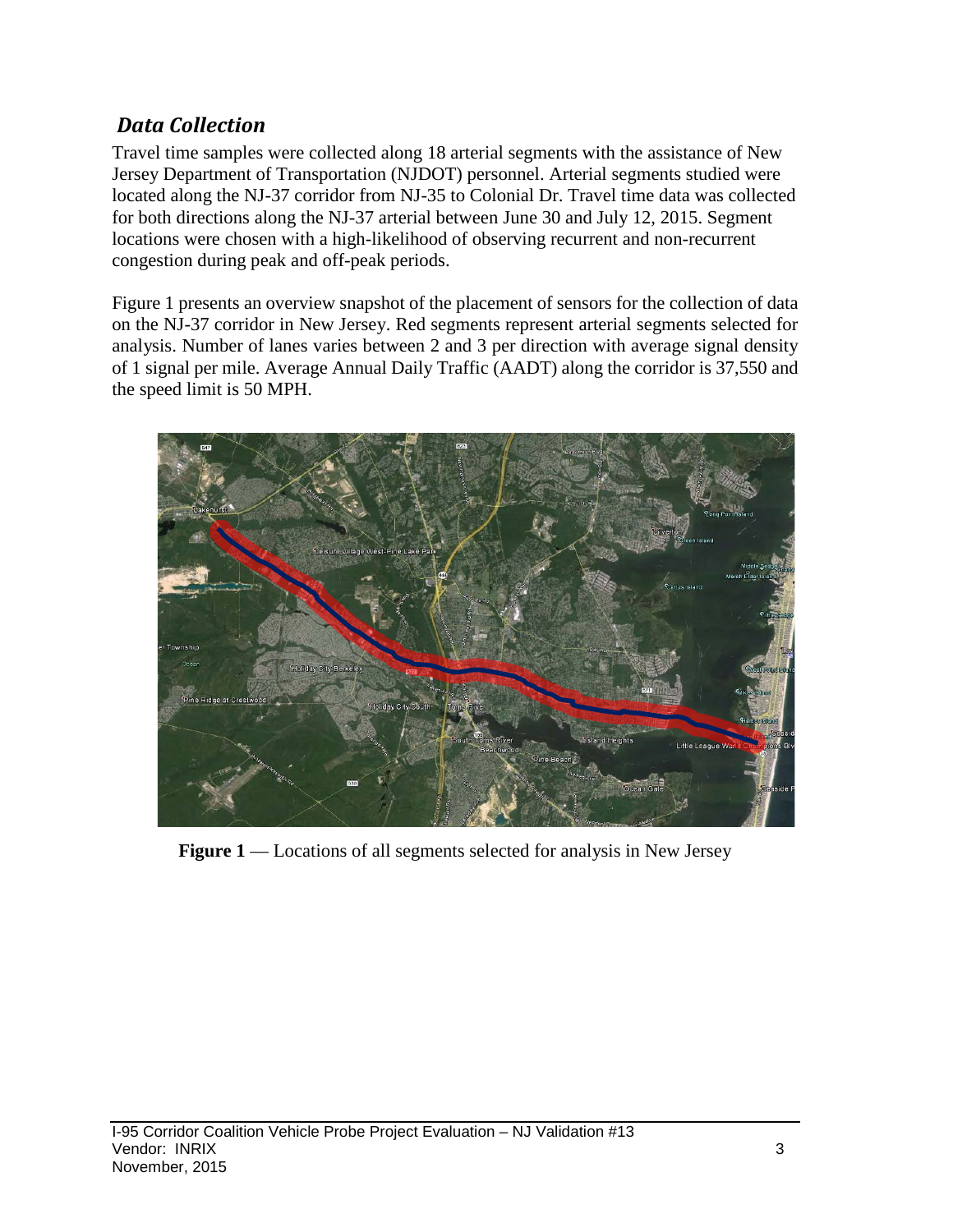## *Data Collection*

Travel time samples were collected along 18 arterial segments with the assistance of New Jersey Department of Transportation (NJDOT) personnel. Arterial segments studied were located along the NJ-37 corridor from NJ-35 to Colonial Dr. Travel time data was collected for both directions along the NJ-37 arterial between June 30 and July 12, 2015. Segment locations were chosen with a high-likelihood of observing recurrent and non-recurrent congestion during peak and off-peak periods.

Figure 1 presents an overview snapshot of the placement of sensors for the collection of data on the NJ-37 corridor in New Jersey. Red segments represent arterial segments selected for analysis. Number of lanes varies between 2 and 3 per direction with average signal density of 1 signal per mile. Average Annual Daily Traffic (AADT) along the corridor is 37,550 and the speed limit is 50 MPH.

**Figure 1** — Locations of all segments selected for analysis in New Jersey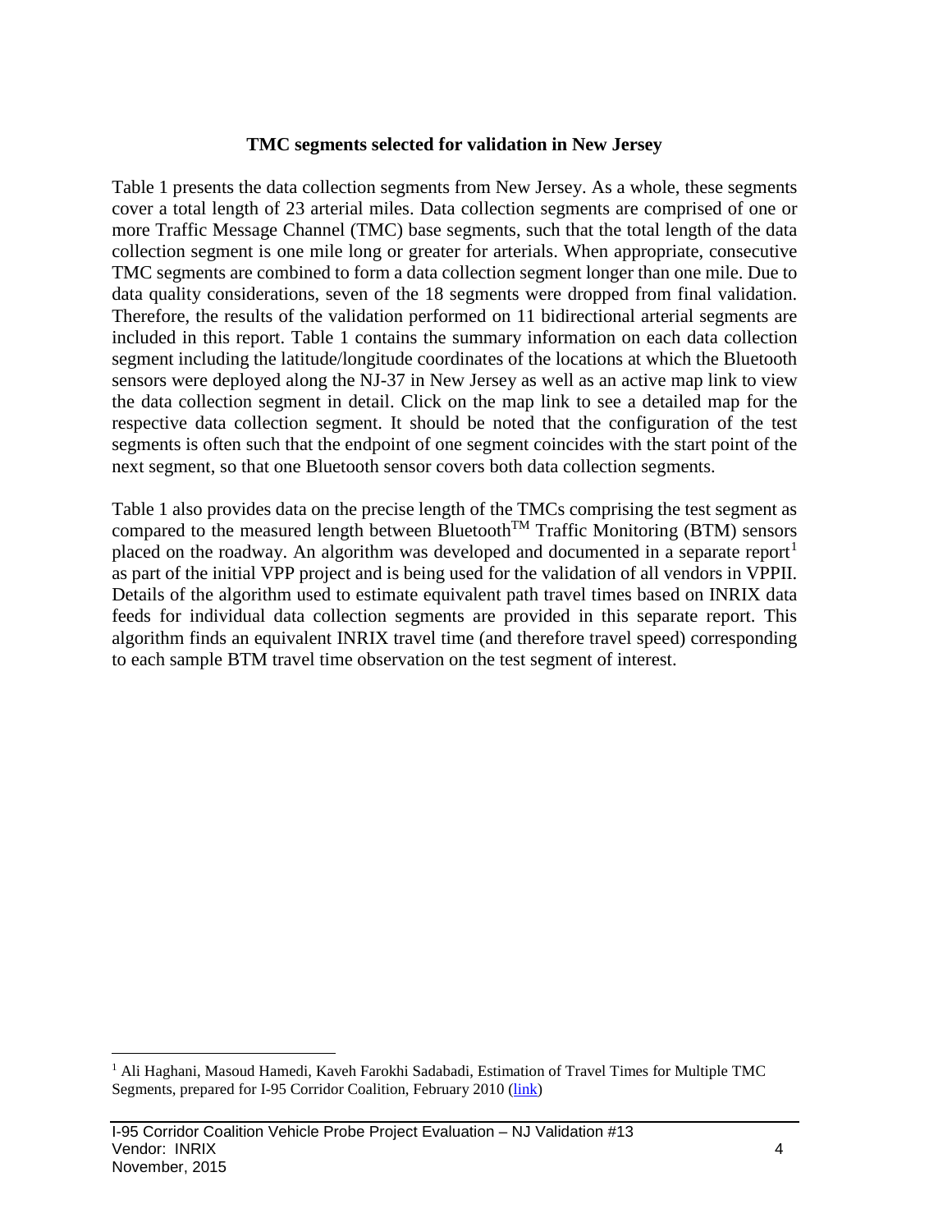### TMC segments selected for validation in New Jersey

Table 1 presents the data collection segments from New Jersey. As a whole, these segments cover a total length of 23 arterial miles. Data collection segments are comprised of one or more Traffic Message Channel (TMC) base segments, such that the total length of the data collection segment is one mile long or greater for arterials. When appropriate, consecutive TMC segments are combined to form a data collection segment longer than one mile. Due to data quality considerations, seven of the 18 segments were dropped from final validation. Therefore, the results of the validation performed on 11 bidirectional arterial segments are included in this report. Table 1 contains the summary information on each data collection segment including the latitude/longitude coordinates of the locations at which the Bluetooth sensors were deployed along the NJ-37 in New Jersey as well as an active map link to view the data collection segment in detail. Click on the map link to see a detailed map for the respective data collection segment. It should be noted that the configuration of the test segments is often such that the endpoint of one segment coincides with the start point of the next segment, so that one Bluetooth sensor covers both data collection segments.

Table 1 also provides data on the precise length of the TMCs comprising the test segment as compared to the measured length between Bluetooth™ Traffic Monitoring (BTM) sensors placed on the roadway. An algorithm was developed and documented in a separate report[1] as part of the initial VPP project and is being used for the validation of all vendors in VPPII. Details of the algorithm used to estimate equivalent path travel times based on INRIX data feeds for individual data collection segments are provided in this separate report. This algorithm finds an equivalent INRIX travel time (and therefore travel speed) corresponding to each sample BTM travel time observation on the test segment of interest.

[1] Ali Haghani, Masoud Hamedi, Kaveh Farokhi Sadabadi, Estimation of Travel Times for Multiple TMC Segments, prepared for I-95 Corridor Coalition, February 2010 (link)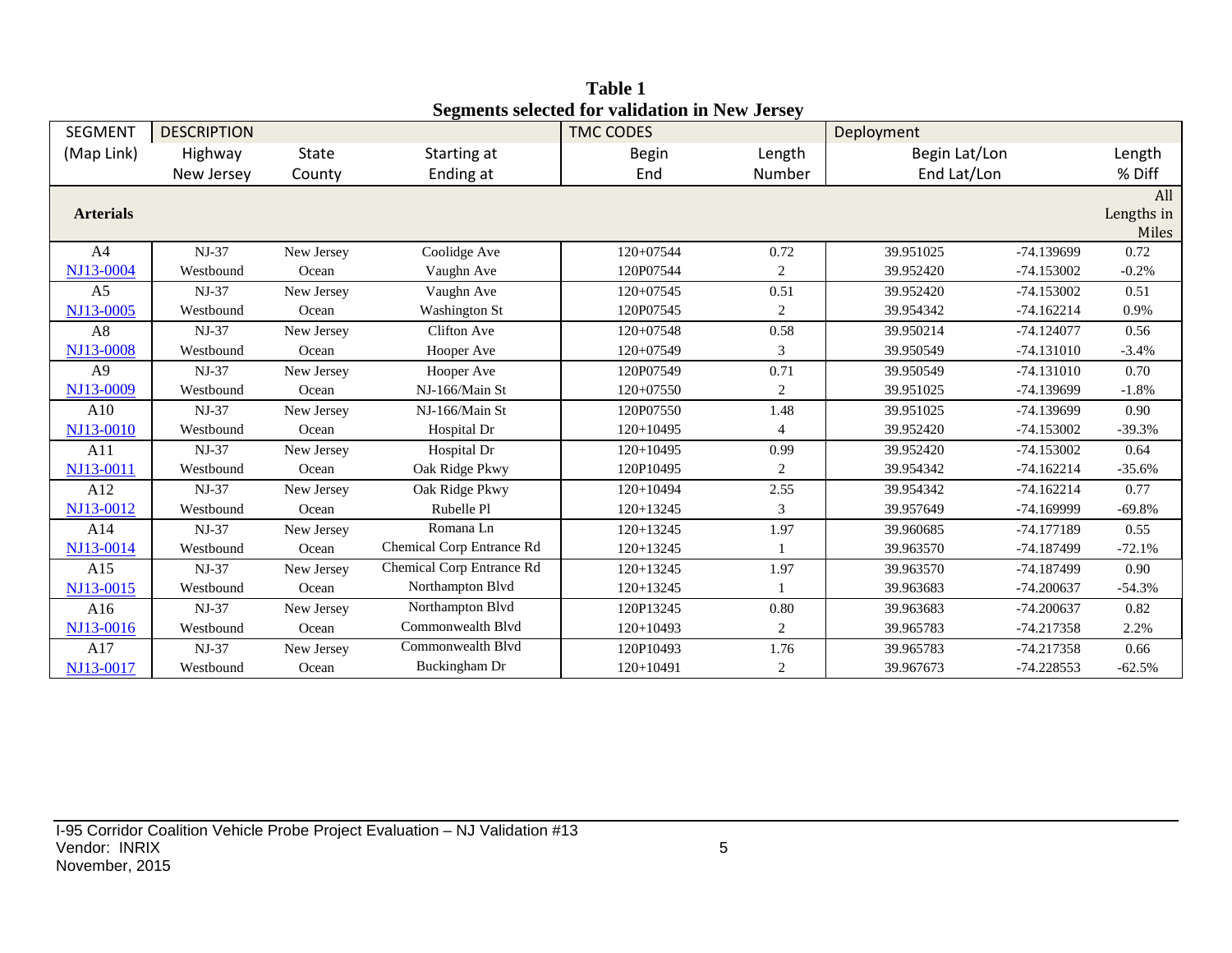**Table 1**
**Segments selected for validation in New Jersey**

| SEGMENT | DESCRIPTION | | | TMC CODES | | Deployment | | |
|---|---|---|---|---|---|---|---|---|
| (Map Link) | Highway<br>New Jersey | State<br>County | Starting at<br>Ending at | Begin<br>End | Length<br>Number | Begin Lat/Lon<br>End Lat/Lon | | Length<br>% Diff |
| **Arterials** | | | | | | | | All Lengths in Miles |
| A4<br>NJ13-0004 | NJ-37<br>Westbound | New Jersey<br>Ocean | Coolidge Ave<br>Vaughn Ave | 120+07544<br>120P07544 | 0.72<br>2 | 39.951025<br>39.952420 | -74.139699<br>-74.153002 | 0.72<br>-0.2% |
| A5<br>NJ13-0005 | NJ-37<br>Westbound | New Jersey<br>Ocean | Vaughn Ave<br>Washington St | 120+07545<br>120P07545 | 0.51<br>2 | 39.952420<br>39.954342 | -74.153002<br>-74.162214 | 0.51<br>0.9% |
| A8<br>NJ13-0008 | NJ-37<br>Westbound | New Jersey<br>Ocean | Clifton Ave<br>Hooper Ave | 120+07548<br>120+07549 | 0.58<br>3 | 39.950214<br>39.950549 | -74.124077<br>-74.131010 | 0.56<br>-3.4% |
| A9<br>NJ13-0009 | NJ-37<br>Westbound | New Jersey<br>Ocean | Hooper Ave<br>NJ-166/Main St | 120P07549<br>120+07550 | 0.71<br>2 | 39.950549<br>39.951025 | -74.131010<br>-74.139699 | 0.70<br>-1.8% |
| A10<br>NJ13-0010 | NJ-37<br>Westbound | New Jersey<br>Ocean | NJ-166/Main St<br>Hospital Dr | 120P07550<br>120+10495 | 1.48<br>4 | 39.951025<br>39.952420 | -74.139699<br>-74.153002 | 0.90<br>-39.3% |
| A11<br>NJ13-0011 | NJ-37<br>Westbound | New Jersey<br>Ocean | Hospital Dr<br>Oak Ridge Pkwy | 120+10495<br>120P10495 | 0.99<br>2 | 39.952420<br>39.954342 | -74.153002<br>-74.162214 | 0.64<br>-35.6% |
| A12<br>NJ13-0012 | NJ-37<br>Westbound | New Jersey<br>Ocean | Oak Ridge Pkwy<br>Rubelle Pl | 120+10494<br>120+13245 | 2.55<br>3 | 39.954342<br>39.957649 | -74.162214<br>-74.169999 | 0.77<br>-69.8% |
| A14<br>NJ13-0014 | NJ-37<br>Westbound | New Jersey<br>Ocean | Romana Ln<br>Chemical Corp Entrance Rd | 120+13245<br>120+13245 | 1.97<br>1 | 39.960685<br>39.963570 | -74.177189<br>-74.187499 | 0.55<br>-72.1% |
| A15<br>NJ13-0015 | NJ-37<br>Westbound | New Jersey<br>Ocean | Chemical Corp Entrance Rd<br>Northampton Blvd | 120+13245<br>120+13245 | 1.97<br>1 | 39.963570<br>39.963683 | -74.187499<br>-74.200637 | 0.90<br>-54.3% |
| A16<br>NJ13-0016 | NJ-37<br>Westbound | New Jersey<br>Ocean | Northampton Blvd<br>Commonwealth Blvd | 120P13245<br>120+10493 | 0.80<br>2 | 39.963683<br>39.965783 | -74.200637<br>-74.217358 | 0.82<br>2.2% |
| A17<br>NJ13-0017 | NJ-37<br>Westbound | New Jersey<br>Ocean | Commonwealth Blvd<br>Buckingham Dr | 120P10493<br>120+10491 | 1.76<br>2 | 39.965783<br>39.967673 | -74.217358<br>-74.228553 | 0.66<br>-62.5% |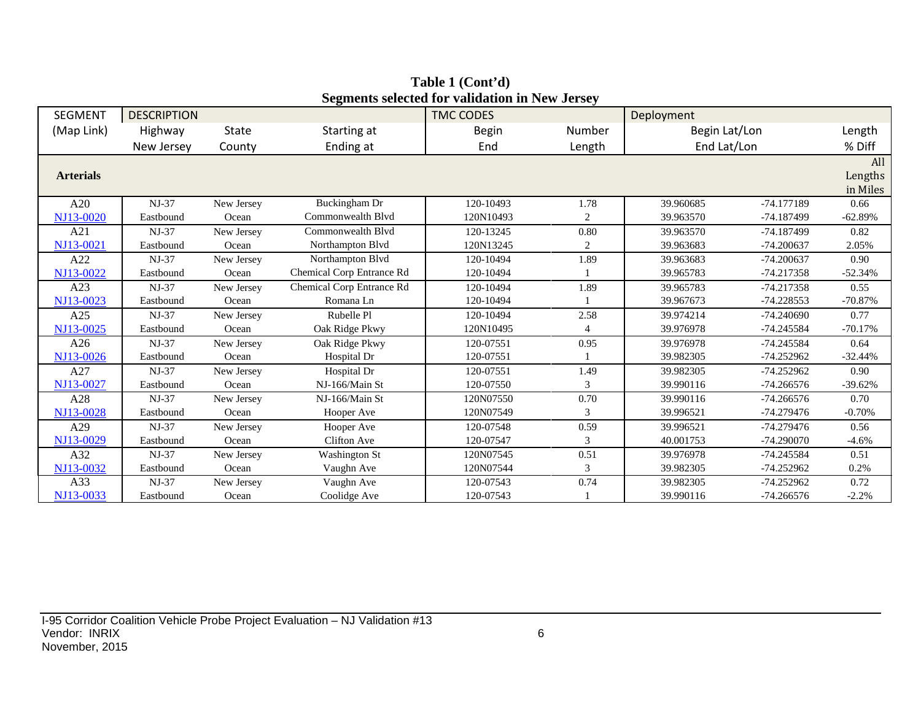**Table 1 (Cont'd)**
**Segments selected for validation in New Jersey**

| SEGMENT | DESCRIPTION | | | TMC CODES | | Deployment | | |
|---|---|---|---|---|---|---|---|---|
| (Map Link) | Highway<br>New Jersey | State<br>County | Starting at<br>Ending at | Begin<br>End | Number<br>Length | Begin Lat/Lon<br>End Lat/Lon | | Length<br>% Diff |
| **Arterials** | | | | | | | | All Lengths in Miles |
| A20<br>NJ13-0020 | NJ-37<br>Eastbound | New Jersey<br>Ocean | Buckingham Dr<br>Commonwealth Blvd | 120-10493<br>120N10493 | 1.78<br>2 | 39.960685<br>39.963570 | -74.177189<br>-74.187499 | 0.66<br>-62.89% |
| A21<br>NJ13-0021 | NJ-37<br>Eastbound | New Jersey<br>Ocean | Commonwealth Blvd<br>Northampton Blvd | 120-13245<br>120N13245 | 0.80<br>2 | 39.963570<br>39.963683 | -74.187499<br>-74.200637 | 0.82<br>2.05% |
| A22<br>NJ13-0022 | NJ-37<br>Eastbound | New Jersey<br>Ocean | Northampton Blvd<br>Chemical Corp Entrance Rd | 120-10494<br>120-10494 | 1.89<br>1 | 39.963683<br>39.965783 | -74.200637<br>-74.217358 | 0.90<br>-52.34% |
| A23<br>NJ13-0023 | NJ-37<br>Eastbound | New Jersey<br>Ocean | Chemical Corp Entrance Rd<br>Romana Ln | 120-10494<br>120-10494 | 1.89<br>1 | 39.965783<br>39.967673 | -74.217358<br>-74.228553 | 0.55<br>-70.87% |
| A25<br>NJ13-0025 | NJ-37<br>Eastbound | New Jersey<br>Ocean | Rubelle Pl<br>Oak Ridge Pkwy | 120-10494<br>120N10495 | 2.58<br>4 | 39.974214<br>39.976978 | -74.240690<br>-74.245584 | 0.77<br>-70.17% |
| A26<br>NJ13-0026 | NJ-37<br>Eastbound | New Jersey<br>Ocean | Oak Ridge Pkwy<br>Hospital Dr | 120-07551<br>120-07551 | 0.95<br>1 | 39.976978<br>39.982305 | -74.245584<br>-74.252962 | 0.64<br>-32.44% |
| A27<br>NJ13-0027 | NJ-37<br>Eastbound | New Jersey<br>Ocean | Hospital Dr<br>NJ-166/Main St | 120-07551<br>120-07550 | 1.49<br>3 | 39.982305<br>39.990116 | -74.252962<br>-74.266576 | 0.90<br>-39.62% |
| A28<br>NJ13-0028 | NJ-37<br>Eastbound | New Jersey<br>Ocean | NJ-166/Main St<br>Hooper Ave | 120N07550<br>120N07549 | 0.70<br>3 | 39.990116<br>39.996521 | -74.266576<br>-74.279476 | 0.70<br>-0.70% |
| A29<br>NJ13-0029 | NJ-37<br>Eastbound | New Jersey<br>Ocean | Hooper Ave<br>Clifton Ave | 120-07548<br>120-07547 | 0.59<br>3 | 39.996521<br>40.001753 | -74.279476<br>-74.290070 | 0.56<br>-4.6% |
| A32<br>NJ13-0032 | NJ-37<br>Eastbound | New Jersey<br>Ocean | Washington St<br>Vaughn Ave | 120N07545<br>120N07544 | 0.51<br>3 | 39.976978<br>39.982305 | -74.245584<br>-74.252962 | 0.51<br>0.2% |
| A33<br>NJ13-0033 | NJ-37<br>Eastbound | New Jersey<br>Ocean | Vaughn Ave<br>Coolidge Ave | 120-07543<br>120-07543 | 0.74<br>1 | 39.982305<br>39.990116 | -74.252962<br>-74.266576 | 0.72<br>-2.2% |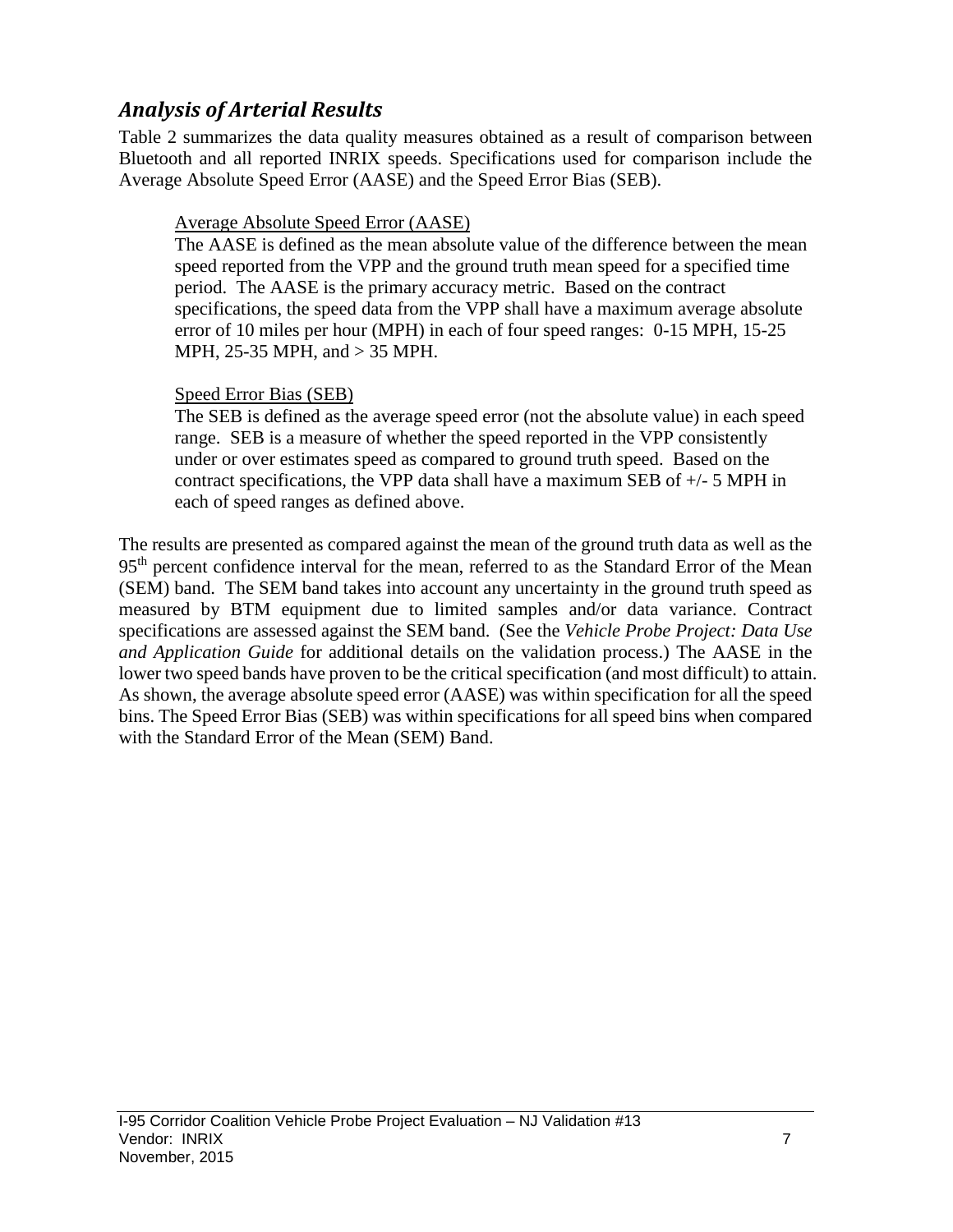## *Analysis of Arterial Results*

Table 2 summarizes the data quality measures obtained as a result of comparison between Bluetooth and all reported INRIX speeds. Specifications used for comparison include the Average Absolute Speed Error (AASE) and the Speed Error Bias (SEB).

> Average Absolute Speed Error (AASE)
>
> The AASE is defined as the mean absolute value of the difference between the mean speed reported from the VPP and the ground truth mean speed for a specified time period. The AASE is the primary accuracy metric. Based on the contract specifications, the speed data from the VPP shall have a maximum average absolute error of 10 miles per hour (MPH) in each of four speed ranges: 0-15 MPH, 15-25 MPH, 25-35 MPH, and > 35 MPH.
>
> Speed Error Bias (SEB)
>
> The SEB is defined as the average speed error (not the absolute value) in each speed range. SEB is a measure of whether the speed reported in the VPP consistently under or over estimates speed as compared to ground truth speed. Based on the contract specifications, the VPP data shall have a maximum SEB of +/- 5 MPH in each of speed ranges as defined above.

The results are presented as compared against the mean of the ground truth data as well as the 95th percent confidence interval for the mean, referred to as the Standard Error of the Mean (SEM) band. The SEM band takes into account any uncertainty in the ground truth speed as measured by BTM equipment due to limited samples and/or data variance. Contract specifications are assessed against the SEM band. (See the *Vehicle Probe Project: Data Use and Application Guide* for additional details on the validation process.) The AASE in the lower two speed bands have proven to be the critical specification (and most difficult) to attain. As shown, the average absolute speed error (AASE) was within specification for all the speed bins. The Speed Error Bias (SEB) was within specifications for all speed bins when compared with the Standard Error of the Mean (SEM) Band.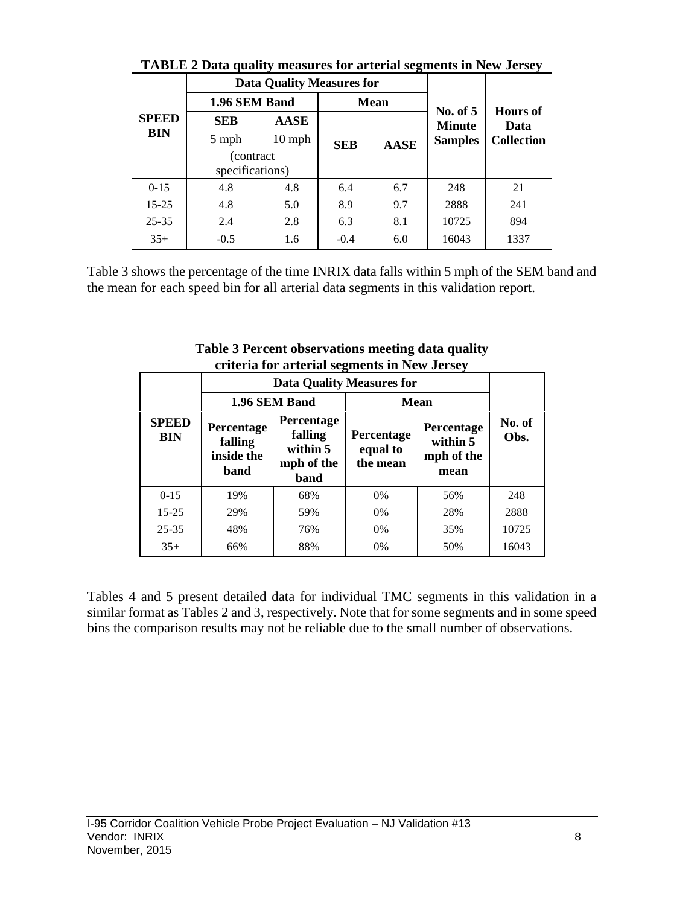**TABLE 2 Data quality measures for arterial segments in New Jersey**

| SPEED BIN | Data Quality Measures for | | | | No. of 5 Minute Samples | Hours of Data Collection |
|---|---|---|---|---|---|---|
| | 1.96 SEM Band | | Mean | | | |
| | SEB 5 mph (contract specifications) | AASE 10 mph | SEB | AASE | | |
| 0-15 | 4.8 | 4.8 | 6.4 | 6.7 | 248 | 21 |
| 15-25 | 4.8 | 5.0 | 8.9 | 9.7 | 2888 | 241 |
| 25-35 | 2.4 | 2.8 | 6.3 | 8.1 | 10725 | 894 |
| 35+ | -0.5 | 1.6 | -0.4 | 6.0 | 16043 | 1337 |

Table 3 shows the percentage of the time INRIX data falls within 5 mph of the SEM band and the mean for each speed bin for all arterial data segments in this validation report.

**Table 3 Percent observations meeting data quality criteria for arterial segments in New Jersey**

| SPEED BIN | Data Quality Measures for | | | | No. of Obs. |
|---|---|---|---|---|---|
| | 1.96 SEM Band | | Mean | | |
| | Percentage falling inside the band | Percentage falling within 5 mph of the band | Percentage equal to the mean | Percentage within 5 mph of the mean | |
| 0-15 | 19% | 68% | 0% | 56% | 248 |
| 15-25 | 29% | 59% | 0% | 28% | 2888 |
| 25-35 | 48% | 76% | 0% | 35% | 10725 |
| 35+ | 66% | 88% | 0% | 50% | 16043 |

Tables 4 and 5 present detailed data for individual TMC segments in this validation in a similar format as Tables 2 and 3, respectively. Note that for some segments and in some speed bins the comparison results may not be reliable due to the small number of observations.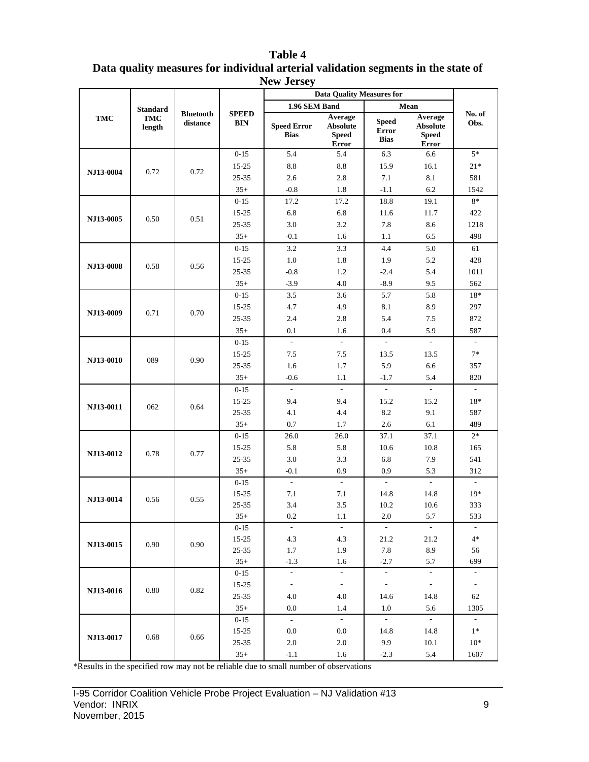**Table 4**
**Data quality measures for individual arterial validation segments in the state of New Jersey**

| TMC | Standard TMC length | Bluetooth distance | SPEED BIN | Data Quality Measures for | | | | No. of Obs. |
|---|---|---|---|---|---|---|---|---|
| | | | | 1.96 SEM Band | | Mean | | |
| | | | | Speed Error Bias | Average Absolute Speed Error | Speed Error Bias | Average Absolute Speed Error | |
| NJ13-0004 | 0.72 | 0.72 | 0-15 | 5.4 | 5.4 | 6.3 | 6.6 | 5* |
| | | | 15-25 | 8.8 | 8.8 | 15.9 | 16.1 | 21* |
| | | | 25-35 | 2.6 | 2.8 | 7.1 | 8.1 | 581 |
| | | | 35+ | -0.8 | 1.8 | -1.1 | 6.2 | 1542 |
| NJ13-0005 | 0.50 | 0.51 | 0-15 | 17.2 | 17.2 | 18.8 | 19.1 | 8* |
| | | | 15-25 | 6.8 | 6.8 | 11.6 | 11.7 | 422 |
| | | | 25-35 | 3.0 | 3.2 | 7.8 | 8.6 | 1218 |
| | | | 35+ | -0.1 | 1.6 | 1.1 | 6.5 | 498 |
| NJ13-0008 | 0.58 | 0.56 | 0-15 | 3.2 | 3.3 | 4.4 | 5.0 | 61 |
| | | | 15-25 | 1.0 | 1.8 | 1.9 | 5.2 | 428 |
| | | | 25-35 | -0.8 | 1.2 | -2.4 | 5.4 | 1011 |
| | | | 35+ | -3.9 | 4.0 | -8.9 | 9.5 | 562 |
| NJ13-0009 | 0.71 | 0.70 | 0-15 | 3.5 | 3.6 | 5.7 | 5.8 | 18* |
| | | | 15-25 | 4.7 | 4.9 | 8.1 | 8.9 | 297 |
| | | | 25-35 | 2.4 | 2.8 | 5.4 | 7.5 | 872 |
| | | | 35+ | 0.1 | 1.6 | 0.4 | 5.9 | 587 |
| NJ13-0010 | 089 | 0.90 | 0-15 | - | - | - | - | - |
| | | | 15-25 | 7.5 | 7.5 | 13.5 | 13.5 | 7* |
| | | | 25-35 | 1.6 | 1.7 | 5.9 | 6.6 | 357 |
| | | | 35+ | -0.6 | 1.1 | -1.7 | 5.4 | 820 |
| NJ13-0011 | 062 | 0.64 | 0-15 | - | - | - | - | - |
| | | | 15-25 | 9.4 | 9.4 | 15.2 | 15.2 | 18* |
| | | | 25-35 | 4.1 | 4.4 | 8.2 | 9.1 | 587 |
| | | | 35+ | 0.7 | 1.7 | 2.6 | 6.1 | 489 |
| NJ13-0012 | 0.78 | 0.77 | 0-15 | 26.0 | 26.0 | 37.1 | 37.1 | 2* |
| | | | 15-25 | 5.8 | 5.8 | 10.6 | 10.8 | 165 |
| | | | 25-35 | 3.0 | 3.3 | 6.8 | 7.9 | 541 |
| | | | 35+ | -0.1 | 0.9 | 0.9 | 5.3 | 312 |
| NJ13-0014 | 0.56 | 0.55 | 0-15 | - | - | - | - | - |
| | | | 15-25 | 7.1 | 7.1 | 14.8 | 14.8 | 19* |
| | | | 25-35 | 3.4 | 3.5 | 10.2 | 10.6 | 333 |
| | | | 35+ | 0.2 | 1.1 | 2.0 | 5.7 | 533 |
| NJ13-0015 | 0.90 | 0.90 | 0-15 | - | - | - | - | - |
| | | | 15-25 | 4.3 | 4.3 | 21.2 | 21.2 | 4* |
| | | | 25-35 | 1.7 | 1.9 | 7.8 | 8.9 | 56 |
| | | | 35+ | -1.3 | 1.6 | -2.7 | 5.7 | 699 |
| NJ13-0016 | 0.80 | 0.82 | 0-15 | - | - | - | - | - |
| | | | 15-25 | - | - | - | - | - |
| | | | 25-35 | 4.0 | 4.0 | 14.6 | 14.8 | 62 |
| | | | 35+ | 0.0 | 1.4 | 1.0 | 5.6 | 1305 |
| NJ13-0017 | 0.68 | 0.66 | 0-15 | - | - | - | - | - |
| | | | 15-25 | 0.0 | 0.0 | 14.8 | 14.8 | 1* |
| | | | 25-35 | 2.0 | 2.0 | 9.9 | 10.1 | 10* |
| | | | 35+ | -1.1 | 1.6 | -2.3 | 5.4 | 1607 |

*Results in the specified row may not be reliable due to small number of observations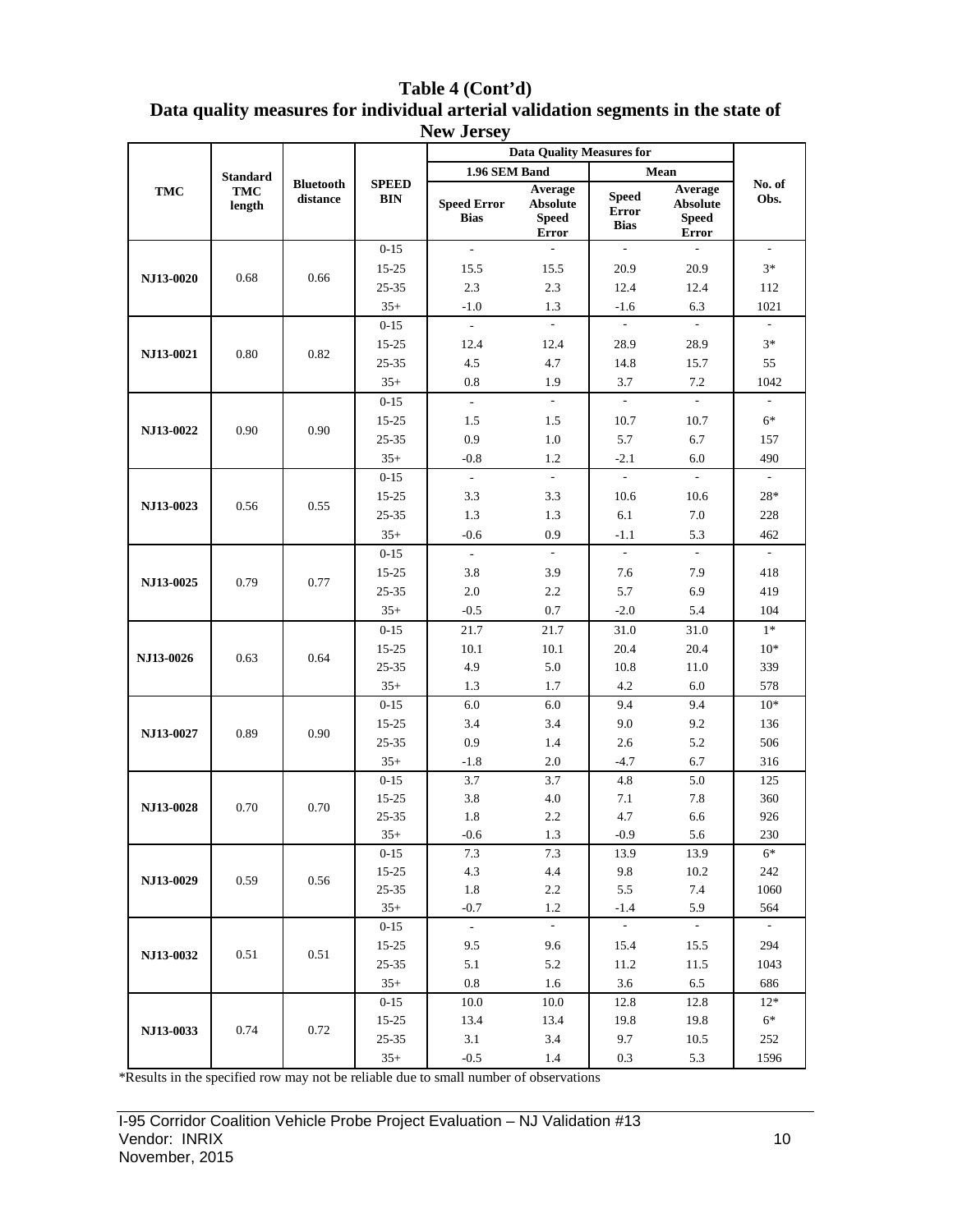**Table 4 (Cont'd)**
**Data quality measures for individual arterial validation segments in the state of New Jersey**

| TMC | Standard TMC length | Bluetooth distance | SPEED BIN | Data Quality Measures for 1.96 SEM Band: Speed Error Bias | 1.96 SEM Band: Average Absolute Speed Error | Mean: Speed Error Bias | Mean: Average Absolute Speed Error | No. of Obs. |
|---|---|---|---|---|---|---|---|---|
| NJ13-0020 | 0.68 | 0.66 | 0-15 | - | - | - | - | - |
| | | | 15-25 | 15.5 | 15.5 | 20.9 | 20.9 | 3* |
| | | | 25-35 | 2.3 | 2.3 | 12.4 | 12.4 | 112 |
| | | | 35+ | -1.0 | 1.3 | -1.6 | 6.3 | 1021 |
| NJ13-0021 | 0.80 | 0.82 | 0-15 | - | - | - | - | - |
| | | | 15-25 | 12.4 | 12.4 | 28.9 | 28.9 | 3* |
| | | | 25-35 | 4.5 | 4.7 | 14.8 | 15.7 | 55 |
| | | | 35+ | 0.8 | 1.9 | 3.7 | 7.2 | 1042 |
| NJ13-0022 | 0.90 | 0.90 | 0-15 | - | - | - | - | - |
| | | | 15-25 | 1.5 | 1.5 | 10.7 | 10.7 | 6* |
| | | | 25-35 | 0.9 | 1.0 | 5.7 | 6.7 | 157 |
| | | | 35+ | -0.8 | 1.2 | -2.1 | 6.0 | 490 |
| NJ13-0023 | 0.56 | 0.55 | 0-15 | - | - | - | - | - |
| | | | 15-25 | 3.3 | 3.3 | 10.6 | 10.6 | 28* |
| | | | 25-35 | 1.3 | 1.3 | 6.1 | 7.0 | 228 |
| | | | 35+ | -0.6 | 0.9 | -1.1 | 5.3 | 462 |
| NJ13-0025 | 0.79 | 0.77 | 0-15 | - | - | - | - | - |
| | | | 15-25 | 3.8 | 3.9 | 7.6 | 7.9 | 418 |
| | | | 25-35 | 2.0 | 2.2 | 5.7 | 6.9 | 419 |
| | | | 35+ | -0.5 | 0.7 | -2.0 | 5.4 | 104 |
| NJ13-0026 | 0.63 | 0.64 | 0-15 | 21.7 | 21.7 | 31.0 | 31.0 | 1* |
| | | | 15-25 | 10.1 | 10.1 | 20.4 | 20.4 | 10* |
| | | | 25-35 | 4.9 | 5.0 | 10.8 | 11.0 | 339 |
| | | | 35+ | 1.3 | 1.7 | 4.2 | 6.0 | 578 |
| NJ13-0027 | 0.89 | 0.90 | 0-15 | 6.0 | 6.0 | 9.4 | 9.4 | 10* |
| | | | 15-25 | 3.4 | 3.4 | 9.0 | 9.2 | 136 |
| | | | 25-35 | 0.9 | 1.4 | 2.6 | 5.2 | 506 |
| | | | 35+ | -1.8 | 2.0 | -4.7 | 6.7 | 316 |
| NJ13-0028 | 0.70 | 0.70 | 0-15 | 3.7 | 3.7 | 4.8 | 5.0 | 125 |
| | | | 15-25 | 3.8 | 4.0 | 7.1 | 7.8 | 360 |
| | | | 25-35 | 1.8 | 2.2 | 4.7 | 6.6 | 926 |
| | | | 35+ | -0.6 | 1.3 | -0.9 | 5.6 | 230 |
| NJ13-0029 | 0.59 | 0.56 | 0-15 | 7.3 | 7.3 | 13.9 | 13.9 | 6* |
| | | | 15-25 | 4.3 | 4.4 | 9.8 | 10.2 | 242 |
| | | | 25-35 | 1.8 | 2.2 | 5.5 | 7.4 | 1060 |
| | | | 35+ | -0.7 | 1.2 | -1.4 | 5.9 | 564 |
| NJ13-0032 | 0.51 | 0.51 | 0-15 | - | - | - | - | - |
| | | | 15-25 | 9.5 | 9.6 | 15.4 | 15.5 | 294 |
| | | | 25-35 | 5.1 | 5.2 | 11.2 | 11.5 | 1043 |
| | | | 35+ | 0.8 | 1.6 | 3.6 | 6.5 | 686 |
| NJ13-0033 | 0.74 | 0.72 | 0-15 | 10.0 | 10.0 | 12.8 | 12.8 | 12* |
| | | | 15-25 | 13.4 | 13.4 | 19.8 | 19.8 | 6* |
| | | | 25-35 | 3.1 | 3.4 | 9.7 | 10.5 | 252 |
| | | | 35+ | -0.5 | 1.4 | 0.3 | 5.3 | 1596 |

*Results in the specified row may not be reliable due to small number of observations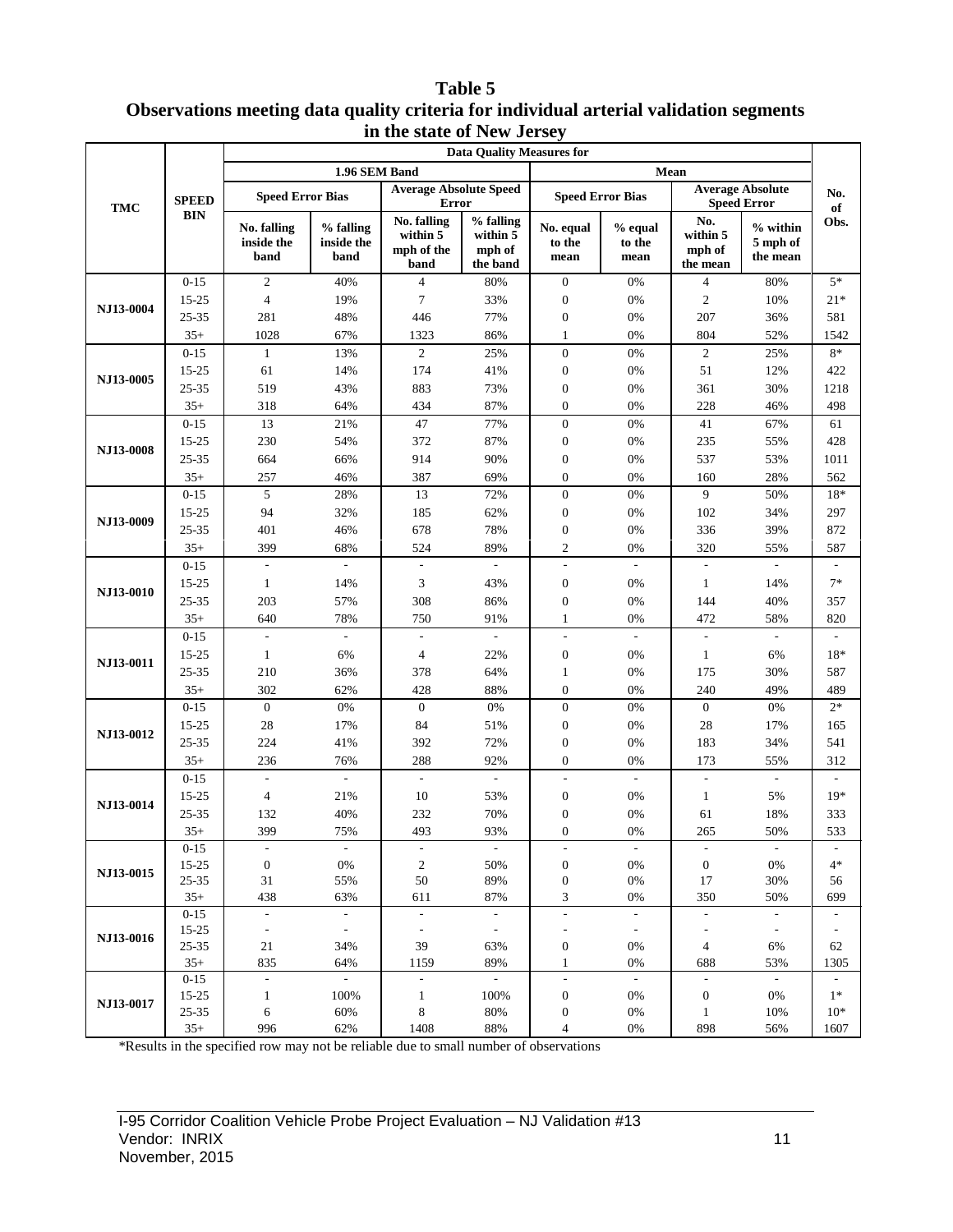**Table 5**
**Observations meeting data quality criteria for individual arterial validation segments in the state of New Jersey**

| TMC | SPEED BIN | Data Quality Measures for | | | | | | | | No. of Obs. |
|---|---|---|---|---|---|---|---|---|---|---|
| | | 1.96 SEM Band | | | | Mean | | | | |
| | | Speed Error Bias | | Average Absolute Speed Error | | Speed Error Bias | | Average Absolute Speed Error | | |
| | | No. falling inside the band | % falling inside the band | No. falling within 5 mph of the band | % falling within 5 mph of the band | No. equal to the mean | % equal to the mean | No. within 5 mph of the mean | % within 5 mph of the mean | |
| NJ13-0004 | 0-15 | 2 | 40% | 4 | 80% | 0 | 0% | 4 | 80% | 5* |
| | 15-25 | 4 | 19% | 7 | 33% | 0 | 0% | 2 | 10% | 21* |
| | 25-35 | 281 | 48% | 446 | 77% | 0 | 0% | 207 | 36% | 581 |
| | 35+ | 1028 | 67% | 1323 | 86% | 1 | 0% | 804 | 52% | 1542 |
| NJ13-0005 | 0-15 | 1 | 13% | 2 | 25% | 0 | 0% | 2 | 25% | 8* |
| | 15-25 | 61 | 14% | 174 | 41% | 0 | 0% | 51 | 12% | 422 |
| | 25-35 | 519 | 43% | 883 | 73% | 0 | 0% | 361 | 30% | 1218 |
| | 35+ | 318 | 64% | 434 | 87% | 0 | 0% | 228 | 46% | 498 |
| NJ13-0008 | 0-15 | 13 | 21% | 47 | 77% | 0 | 0% | 41 | 67% | 61 |
| | 15-25 | 230 | 54% | 372 | 87% | 0 | 0% | 235 | 55% | 428 |
| | 25-35 | 664 | 66% | 914 | 90% | 0 | 0% | 537 | 53% | 1011 |
| | 35+ | 257 | 46% | 387 | 69% | 0 | 0% | 160 | 28% | 562 |
| NJ13-0009 | 0-15 | 5 | 28% | 13 | 72% | 0 | 0% | 9 | 50% | 18* |
| | 15-25 | 94 | 32% | 185 | 62% | 0 | 0% | 102 | 34% | 297 |
| | 25-35 | 401 | 46% | 678 | 78% | 0 | 0% | 336 | 39% | 872 |
| | 35+ | 399 | 68% | 524 | 89% | 2 | 0% | 320 | 55% | 587 |
| NJ13-0010 | 0-15 | - | - | - | - | - | - | - | - | - |
| | 15-25 | 1 | 14% | 3 | 43% | 0 | 0% | 1 | 14% | 7* |
| | 25-35 | 203 | 57% | 308 | 86% | 0 | 0% | 144 | 40% | 357 |
| | 35+ | 640 | 78% | 750 | 91% | 1 | 0% | 472 | 58% | 820 |
| NJ13-0011 | 0-15 | - | - | - | - | - | - | - | - | - |
| | 15-25 | 1 | 6% | 4 | 22% | 0 | 0% | 1 | 6% | 18* |
| | 25-35 | 210 | 36% | 378 | 64% | 1 | 0% | 175 | 30% | 587 |
| | 35+ | 302 | 62% | 428 | 88% | 0 | 0% | 240 | 49% | 489 |
| NJ13-0012 | 0-15 | 0 | 0% | 0 | 0% | 0 | 0% | 0 | 0% | 2* |
| | 15-25 | 28 | 17% | 84 | 51% | 0 | 0% | 28 | 17% | 165 |
| | 25-35 | 224 | 41% | 392 | 72% | 0 | 0% | 183 | 34% | 541 |
| | 35+ | 236 | 76% | 288 | 92% | 0 | 0% | 173 | 55% | 312 |
| NJ13-0014 | 0-15 | - | - | - | - | - | - | - | - | - |
| | 15-25 | 4 | 21% | 10 | 53% | 0 | 0% | 1 | 5% | 19* |
| | 25-35 | 132 | 40% | 232 | 70% | 0 | 0% | 61 | 18% | 333 |
| | 35+ | 399 | 75% | 493 | 93% | 0 | 0% | 265 | 50% | 533 |
| NJ13-0015 | 0-15 | - | - | - | - | - | - | - | - | - |
| | 15-25 | 0 | 0% | 2 | 50% | 0 | 0% | 0 | 0% | 4* |
| | 25-35 | 31 | 55% | 50 | 89% | 0 | 0% | 17 | 30% | 56 |
| | 35+ | 438 | 63% | 611 | 87% | 3 | 0% | 350 | 50% | 699 |
| NJ13-0016 | 0-15 | - | - | - | - | - | - | - | - | - |
| | 15-25 | - | - | - | - | - | - | - | - | - |
| | 25-35 | 21 | 34% | 39 | 63% | 0 | 0% | 4 | 6% | 62 |
| | 35+ | 835 | 64% | 1159 | 89% | 1 | 0% | 688 | 53% | 1305 |
| NJ13-0017 | 0-15 | - | - | - | - | - | - | - | - | - |
| | 15-25 | 1 | 100% | 1 | 100% | 0 | 0% | 0 | 0% | 1* |
| | 25-35 | 6 | 60% | 8 | 80% | 0 | 0% | 1 | 10% | 10* |
| | 35+ | 996 | 62% | 1408 | 88% | 4 | 0% | 898 | 56% | 1607 |

*Results in the specified row may not be reliable due to small number of observations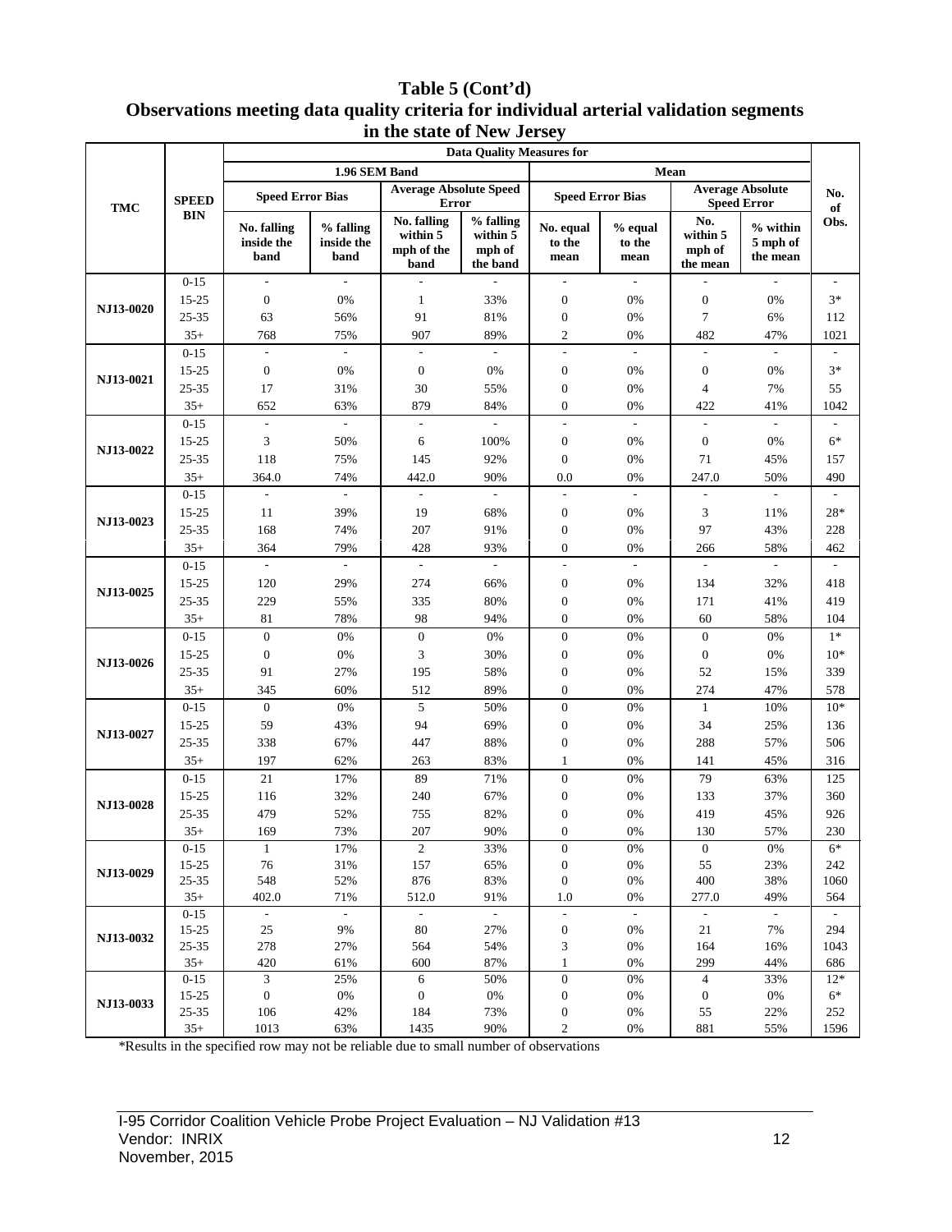**Table 5 (Cont'd)**
**Observations meeting data quality criteria for individual arterial validation segments in the state of New Jersey**

| TMC | SPEED BIN | Data Quality Measures for | | | | | | | | No. of Obs. |
|---|---|---|---|---|---|---|---|---|---|---|
| | | 1.96 SEM Band | | | | Mean | | | | |
| | | Speed Error Bias | | Average Absolute Speed Error | | Speed Error Bias | | Average Absolute Speed Error | | |
| | | No. falling inside the band | % falling inside the band | No. falling within 5 mph of the band | % falling within 5 mph of the band | No. equal to the mean | % equal to the mean | No. within 5 mph of the mean | % within 5 mph of the mean | |
| NJ13-0020 | 0-15 | - | - | - | - | - | - | - | - | - |
| | 15-25 | 0 | 0% | 1 | 33% | 0 | 0% | 0 | 0% | 3* |
| | 25-35 | 63 | 56% | 91 | 81% | 0 | 0% | 7 | 6% | 112 |
| | 35+ | 768 | 75% | 907 | 89% | 2 | 0% | 482 | 47% | 1021 |
| NJ13-0021 | 0-15 | - | - | - | - | - | - | - | - | - |
| | 15-25 | 0 | 0% | 0 | 0% | 0 | 0% | 0 | 0% | 3* |
| | 25-35 | 17 | 31% | 30 | 55% | 0 | 0% | 4 | 7% | 55 |
| | 35+ | 652 | 63% | 879 | 84% | 0 | 0% | 422 | 41% | 1042 |
| NJ13-0022 | 0-15 | - | - | - | - | - | - | - | - | - |
| | 15-25 | 3 | 50% | 6 | 100% | 0 | 0% | 0 | 0% | 6* |
| | 25-35 | 118 | 75% | 145 | 92% | 0 | 0% | 71 | 45% | 157 |
| | 35+ | 364.0 | 74% | 442.0 | 90% | 0.0 | 0% | 247.0 | 50% | 490 |
| NJ13-0023 | 0-15 | - | - | - | - | - | - | - | - | - |
| | 15-25 | 11 | 39% | 19 | 68% | 0 | 0% | 3 | 11% | 28* |
| | 25-35 | 168 | 74% | 207 | 91% | 0 | 0% | 97 | 43% | 228 |
| | 35+ | 364 | 79% | 428 | 93% | 0 | 0% | 266 | 58% | 462 |
| NJ13-0025 | 0-15 | - | - | - | - | - | - | - | - | - |
| | 15-25 | 120 | 29% | 274 | 66% | 0 | 0% | 134 | 32% | 418 |
| | 25-35 | 229 | 55% | 335 | 80% | 0 | 0% | 171 | 41% | 419 |
| | 35+ | 81 | 78% | 98 | 94% | 0 | 0% | 60 | 58% | 104 |
| NJ13-0026 | 0-15 | 0 | 0% | 0 | 0% | 0 | 0% | 0 | 0% | 1* |
| | 15-25 | 0 | 0% | 3 | 30% | 0 | 0% | 0 | 0% | 10* |
| | 25-35 | 91 | 27% | 195 | 58% | 0 | 0% | 52 | 15% | 339 |
| | 35+ | 345 | 60% | 512 | 89% | 0 | 0% | 274 | 47% | 578 |
| NJ13-0027 | 0-15 | 0 | 0% | 5 | 50% | 0 | 0% | 1 | 10% | 10* |
| | 15-25 | 59 | 43% | 94 | 69% | 0 | 0% | 34 | 25% | 136 |
| | 25-35 | 338 | 67% | 447 | 88% | 0 | 0% | 288 | 57% | 506 |
| | 35+ | 197 | 62% | 263 | 83% | 1 | 0% | 141 | 45% | 316 |
| NJ13-0028 | 0-15 | 21 | 17% | 89 | 71% | 0 | 0% | 79 | 63% | 125 |
| | 15-25 | 116 | 32% | 240 | 67% | 0 | 0% | 133 | 37% | 360 |
| | 25-35 | 479 | 52% | 755 | 82% | 0 | 0% | 419 | 45% | 926 |
| | 35+ | 169 | 73% | 207 | 90% | 0 | 0% | 130 | 57% | 230 |
| NJ13-0029 | 0-15 | 1 | 17% | 2 | 33% | 0 | 0% | 0 | 0% | 6* |
| | 15-25 | 76 | 31% | 157 | 65% | 0 | 0% | 55 | 23% | 242 |
| | 25-35 | 548 | 52% | 876 | 83% | 0 | 0% | 400 | 38% | 1060 |
| | 35+ | 402.0 | 71% | 512.0 | 91% | 1.0 | 0% | 277.0 | 49% | 564 |
| NJ13-0032 | 0-15 | - | - | - | - | - | - | - | - | - |
| | 15-25 | 25 | 9% | 80 | 27% | 0 | 0% | 21 | 7% | 294 |
| | 25-35 | 278 | 27% | 564 | 54% | 3 | 0% | 164 | 16% | 1043 |
| | 35+ | 420 | 61% | 600 | 87% | 1 | 0% | 299 | 44% | 686 |
| NJ13-0033 | 0-15 | 3 | 25% | 6 | 50% | 0 | 0% | 4 | 33% | 12* |
| | 15-25 | 0 | 0% | 0 | 0% | 0 | 0% | 0 | 0% | 6* |
| | 25-35 | 106 | 42% | 184 | 73% | 0 | 0% | 55 | 22% | 252 |
| | 35+ | 1013 | 63% | 1435 | 90% | 2 | 0% | 881 | 55% | 1596 |

*Results in the specified row may not be reliable due to small number of observations